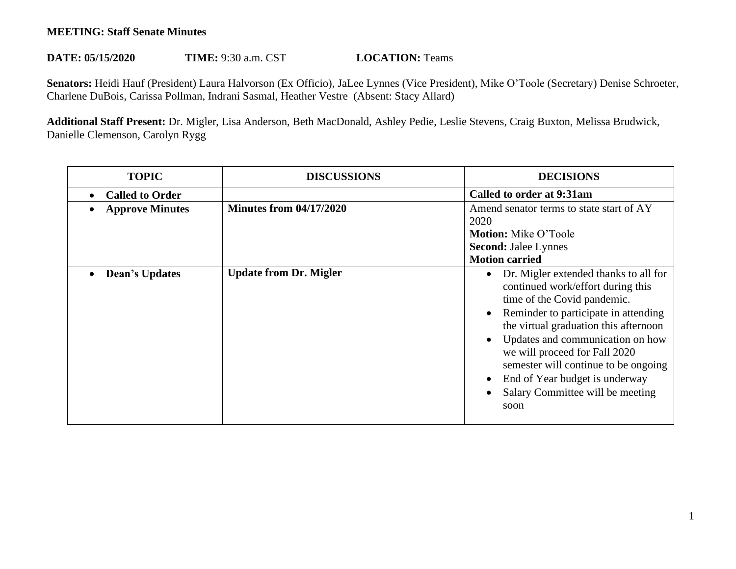**MEETING: Staff Senate Minutes**

**DATE: 05/15/2020** **TIME:** 9:30 a.m. CST **LOCATION:** Teams

**Senators:** Heidi Hauf (President) Laura Halvorson (Ex Officio), JaLee Lynnes (Vice President), Mike O'Toole (Secretary) Denise Schroeter, Charlene DuBois, Carissa Pollman, Indrani Sasmal, Heather Vestre (Absent: Stacy Allard)

**Additional Staff Present:** Dr. Migler, Lisa Anderson, Beth MacDonald, Ashley Pedie, Leslie Stevens, Craig Buxton, Melissa Brudwick, Danielle Clemenson, Carolyn Rygg

| TOPIC | DISCUSSIONS | DECISIONS |
|---|---|---|
| • **Called to Order** | | **Called to order at 9:31am** |
| • **Approve Minutes** | **Minutes from 04/17/2020** | Amend senator terms to state start of AY 2020<br>**Motion:** Mike O'Toole<br>**Second:** Jalee Lynnes<br>**Motion carried** |
| • **Dean's Updates** | **Update from Dr. Migler** | • Dr. Migler extended thanks to all for continued work/effort during this time of the Covid pandemic.<br>• Reminder to participate in attending the virtual graduation this afternoon<br>• Updates and communication on how we will proceed for Fall 2020 semester will continue to be ongoing<br>• End of Year budget is underway<br>• Salary Committee will be meeting soon |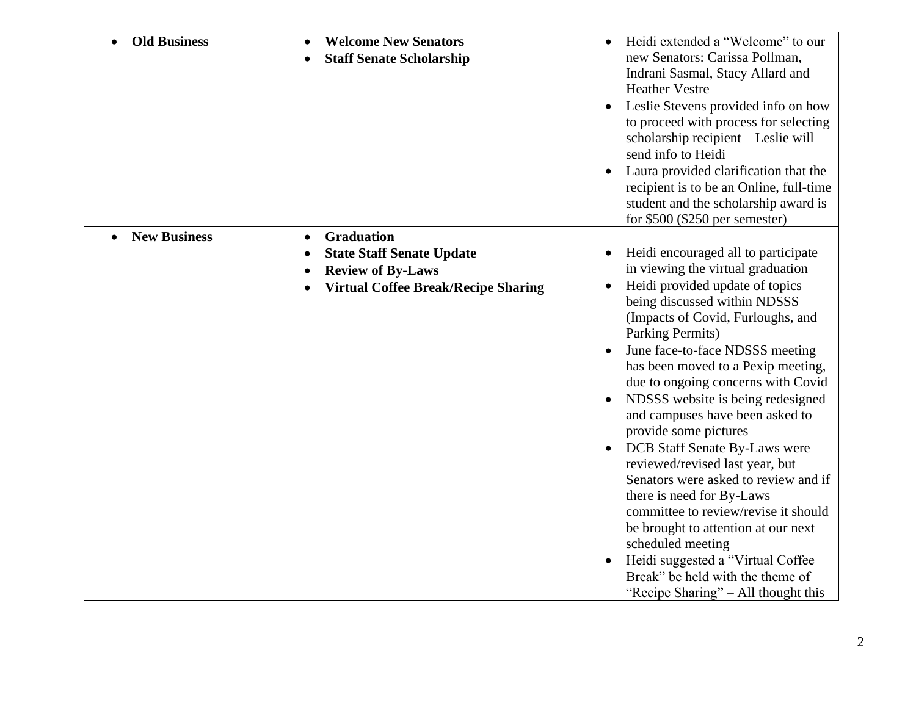| | | |
|---|---|---|
| • **Old Business** | • **Welcome New Senators**<br>• **Staff Senate Scholarship** | • Heidi extended a "Welcome" to our new Senators: Carissa Pollman, Indrani Sasmal, Stacy Allard and Heather Vestre<br>• Leslie Stevens provided info on how to proceed with process for selecting scholarship recipient – Leslie will send info to Heidi<br>• Laura provided clarification that the recipient is to be an Online, full-time student and the scholarship award is for $500 ($250 per semester) |
| • **New Business** | • **Graduation**<br>• **State Staff Senate Update**<br>• **Review of By-Laws**<br>• **Virtual Coffee Break/Recipe Sharing** | • Heidi encouraged all to participate in viewing the virtual graduation<br>• Heidi provided update of topics being discussed within NDSSS (Impacts of Covid, Furloughs, and Parking Permits)<br>• June face-to-face NDSSS meeting has been moved to a Pexip meeting, due to ongoing concerns with Covid<br>• NDSSS website is being redesigned and campuses have been asked to provide some pictures<br>• DCB Staff Senate By-Laws were reviewed/revised last year, but Senators were asked to review and if there is need for By-Laws committee to review/revise it should be brought to attention at our next scheduled meeting<br>• Heidi suggested a "Virtual Coffee Break" be held with the theme of "Recipe Sharing" – All thought this |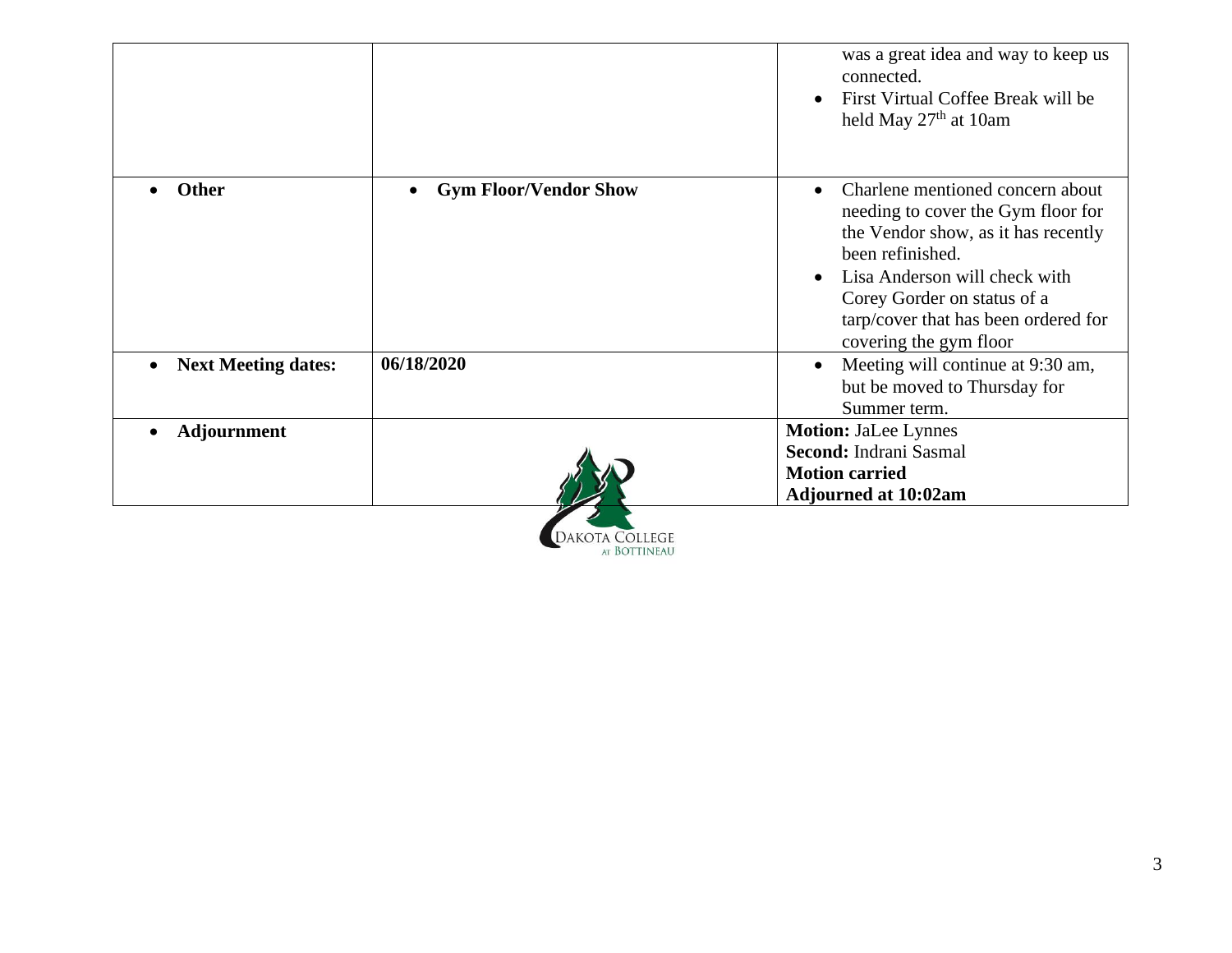| | | |
|---|---|---|
| | | was a great idea and way to keep us connected.<br>• First Virtual Coffee Break will be held May 27th at 10am |
| • **Other** | • **Gym Floor/Vendor Show** | • Charlene mentioned concern about needing to cover the Gym floor for the Vendor show, as it has recently been refinished.<br>• Lisa Anderson will check with Corey Gorder on status of a tarp/cover that has been ordered for covering the gym floor |
| • **Next Meeting dates:** | **06/18/2020** | • Meeting will continue at 9:30 am, but be moved to Thursday for Summer term. |
| • **Adjournment** | | **Motion:** JaLee Lynnes<br>**Second:** Indrani Sasmal<br>**Motion carried**<br>**Adjourned at 10:02am** |

DAKOTA COLLEGE AT BOTTINEAU